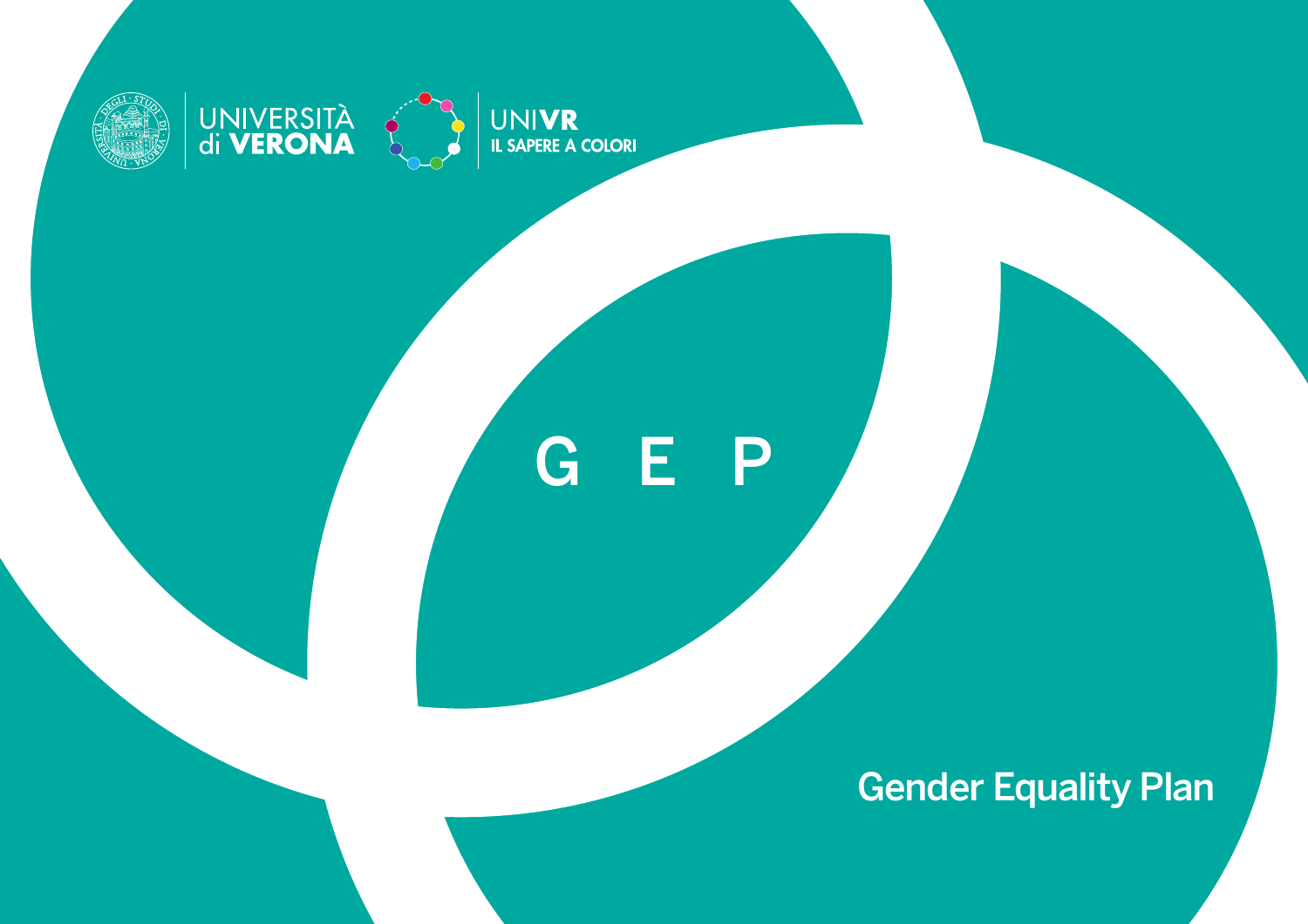UNIVERSITÀ di VERONA

UNIVR IL SAPERE A COLORI

# G E P

## Gender Equality Plan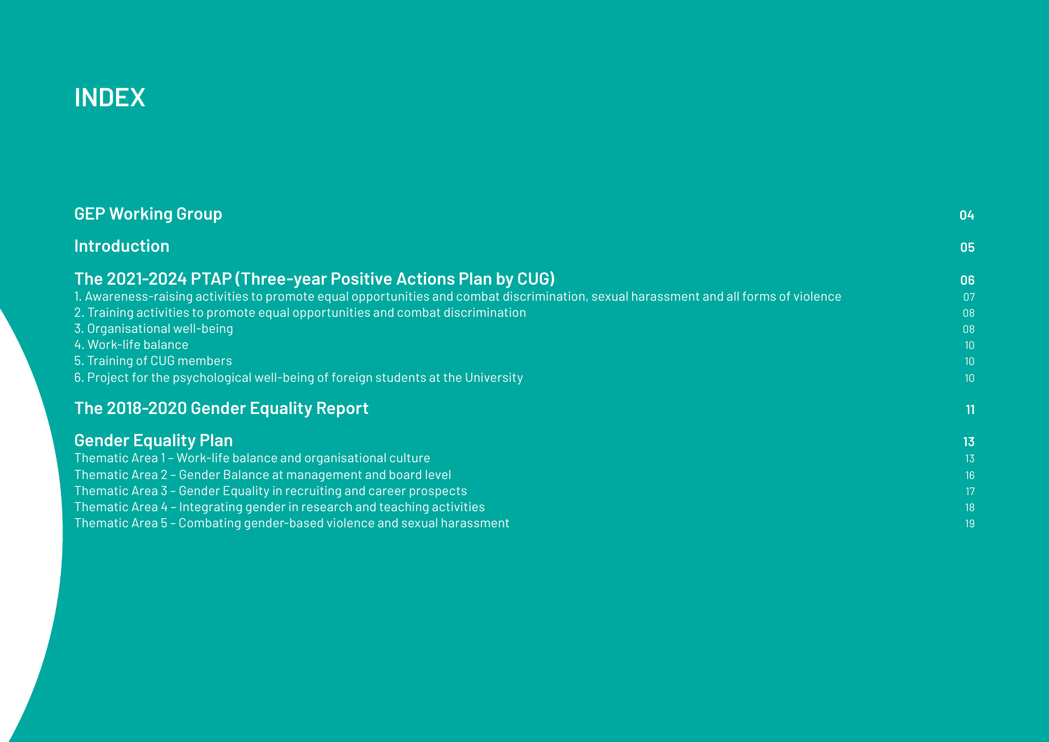# INDEX

| | |
|---|---|
| **GEP Working Group** | **04** |
| **Introduction** | **05** |
| **The 2021-2024 PTAP (Three-year Positive Actions Plan by CUG)** | **06** |
| 1. Awareness-raising activities to promote equal opportunities and combat discrimination, sexual harassment and all forms of violence | 07 |
| 2. Training activities to promote equal opportunities and combat discrimination | 08 |
| 3. Organisational well-being | 08 |
| 4. Work-life balance | 10 |
| 5. Training of CUG members | 10 |
| 6. Project for the psychological well-being of foreign students at the University | 10 |
| **The 2018-2020 Gender Equality Report** | **11** |
| **Gender Equality Plan** | **13** |
| Thematic Area 1 – Work-life balance and organisational culture | 13 |
| Thematic Area 2 – Gender Balance at management and board level | 16 |
| Thematic Area 3 – Gender Equality in recruiting and career prospects | 17 |
| Thematic Area 4 – Integrating gender in research and teaching activities | 18 |
| Thematic Area 5 – Combating gender-based violence and sexual harassment | 19 |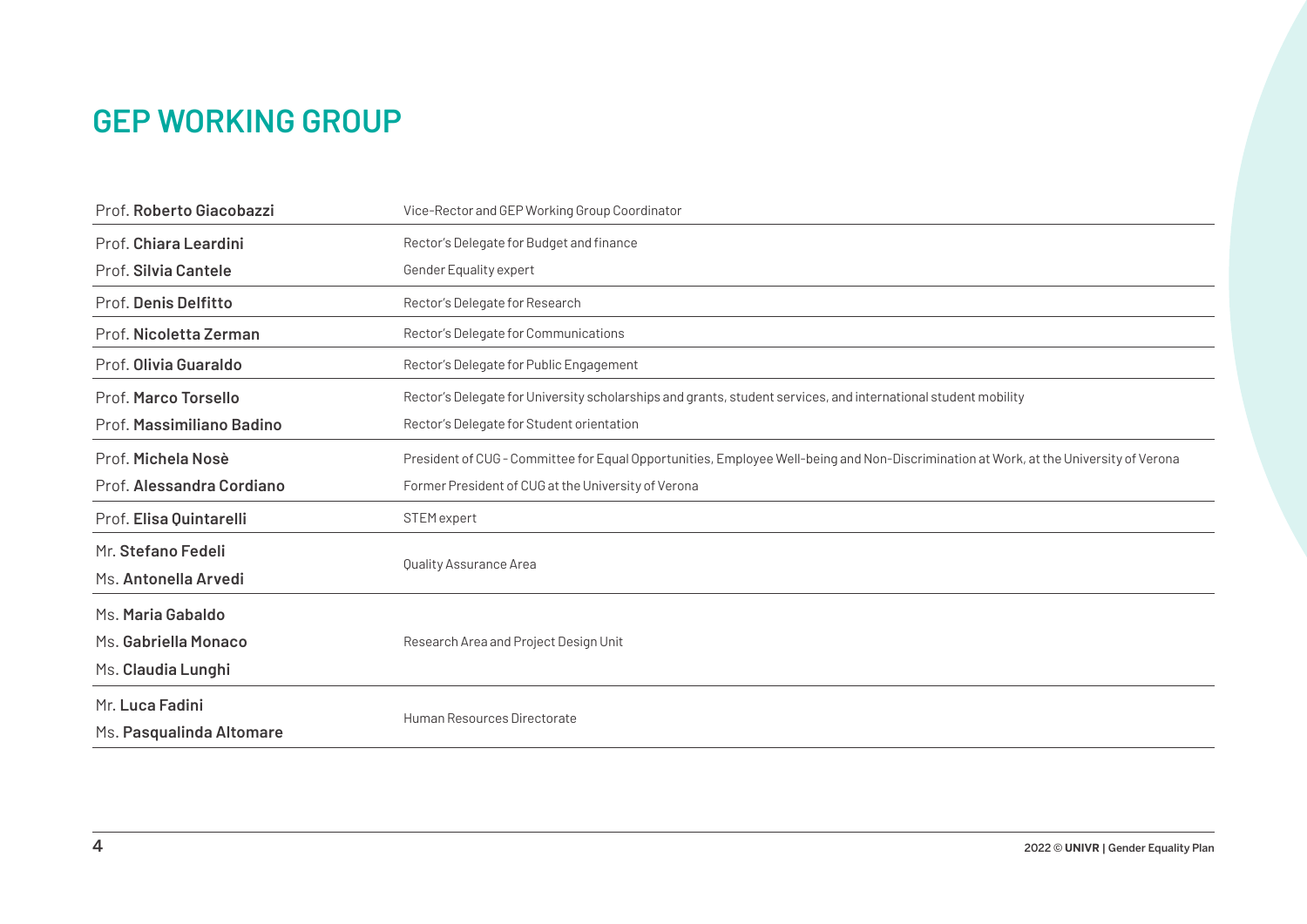## GEP WORKING GROUP

| Name | Role |
|---|---|
| Prof. **Roberto Giacobazzi** | Vice-Rector and GEP Working Group Coordinator |
| Prof. **Chiara Leardini** | Rector's Delegate for Budget and finance |
| Prof. **Silvia Cantele** | Gender Equality expert |
| Prof. **Denis Delfitto** | Rector's Delegate for Research |
| Prof. **Nicoletta Zerman** | Rector's Delegate for Communications |
| Prof. **Olivia Guaraldo** | Rector's Delegate for Public Engagement |
| Prof. **Marco Torsello** | Rector's Delegate for University scholarships and grants, student services, and international student mobility |
| Prof. **Massimiliano Badino** | Rector's Delegate for Student orientation |
| Prof. **Michela Nosè** | President of CUG - Committee for Equal Opportunities, Employee Well-being and Non-Discrimination at Work, at the University of Verona |
| Prof. **Alessandra Cordiano** | Former President of CUG at the University of Verona |
| Prof. **Elisa Quintarelli** | STEM expert |
| Mr. **Stefano Fedeli**<br>Ms. **Antonella Arvedi** | Quality Assurance Area |
| Ms. **Maria Gabaldo**<br>Ms. **Gabriella Monaco**<br>Ms. **Claudia Lunghi** | Research Area and Project Design Unit |
| Mr. **Luca Fadini**<br>Ms. **Pasqualinda Altomare** | Human Resources Directorate |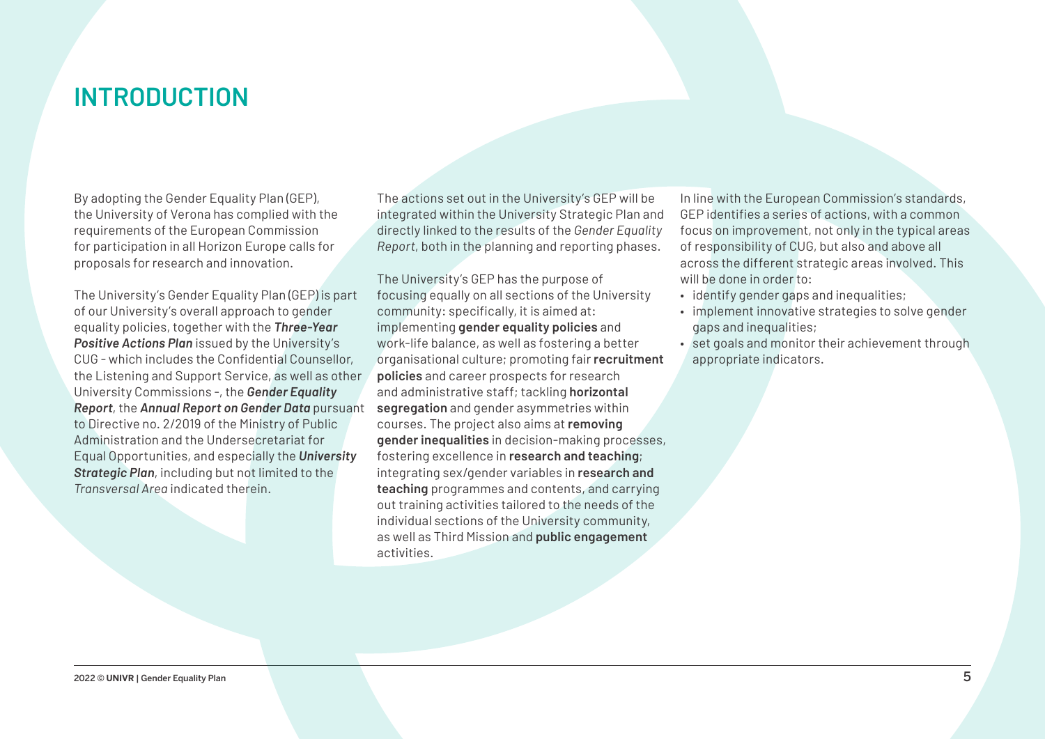# INTRODUCTION

By adopting the Gender Equality Plan (GEP), the University of Verona has complied with the requirements of the European Commission for participation in all Horizon Europe calls for proposals for research and innovation.

The University's Gender Equality Plan (GEP) is part of our University's overall approach to gender equality policies, together with the ***Three-Year Positive Actions Plan*** issued by the University's CUG - which includes the Confidential Counsellor, the Listening and Support Service, as well as other University Commissions -, the ***Gender Equality Report***, the ***Annual Report on Gender Data*** pursuant to Directive no. 2/2019 of the Ministry of Public Administration and the Undersecretariat for Equal Opportunities, and especially the ***University Strategic Plan***, including but not limited to the *Transversal Area* indicated therein.

The actions set out in the University's GEP will be integrated within the University Strategic Plan and directly linked to the results of the *Gender Equality Report*, both in the planning and reporting phases.

The University's GEP has the purpose of focusing equally on all sections of the University community: specifically, it is aimed at: implementing **gender equality policies** and work-life balance, as well as fostering a better organisational culture; promoting fair **recruitment policies** and career prospects for research and administrative staff; tackling **horizontal segregation** and gender asymmetries within courses. The project also aims at **removing gender inequalities** in decision-making processes, fostering excellence in **research and teaching**; integrating sex/gender variables in **research and teaching** programmes and contents, and carrying out training activities tailored to the needs of the individual sections of the University community, as well as Third Mission and **public engagement** activities.

In line with the European Commission's standards, GEP identifies a series of actions, with a common focus on improvement, not only in the typical areas of responsibility of CUG, but also and above all across the different strategic areas involved. This will be done in order to:

- identify gender gaps and inequalities;
- implement innovative strategies to solve gender gaps and inequalities;
- set goals and monitor their achievement through appropriate indicators.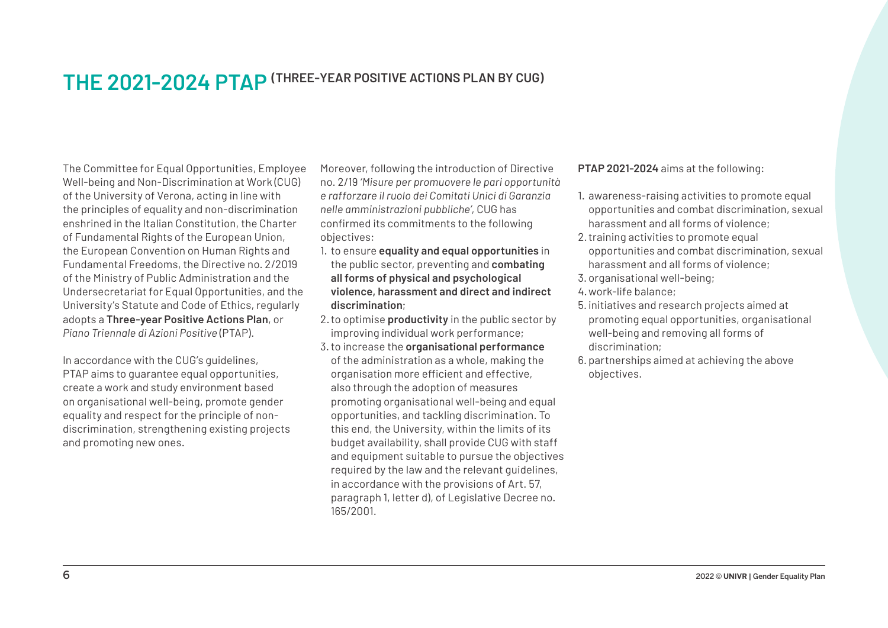# THE 2021-2024 PTAP (THREE-YEAR POSITIVE ACTIONS PLAN BY CUG)

The Committee for Equal Opportunities, Employee Well-being and Non-Discrimination at Work (CUG) of the University of Verona, acting in line with the principles of equality and non-discrimination enshrined in the Italian Constitution, the Charter of Fundamental Rights of the European Union, the European Convention on Human Rights and Fundamental Freedoms, the Directive no. 2/2019 of the Ministry of Public Administration and the Undersecretariat for Equal Opportunities, and the University's Statute and Code of Ethics, regularly adopts a **Three-year Positive Actions Plan**, or *Piano Triennale di Azioni Positive* (PTAP).

In accordance with the CUG's guidelines, PTAP aims to guarantee equal opportunities, create a work and study environment based on organisational well-being, promote gender equality and respect for the principle of non-discrimination, strengthening existing projects and promoting new ones.

Moreover, following the introduction of Directive no. 2/19 *'Misure per promuovere le pari opportunità e rafforzare il ruolo dei Comitati Unici di Garanzia nelle amministrazioni pubbliche'*, CUG has confirmed its commitments to the following objectives:

1. to ensure **equality and equal opportunities** in the public sector, preventing and **combating all forms of physical and psychological violence, harassment and direct and indirect discrimination**;
2. to optimise **productivity** in the public sector by improving individual work performance;
3. to increase the **organisational performance** of the administration as a whole, making the organisation more efficient and effective, also through the adoption of measures promoting organisational well-being and equal opportunities, and tackling discrimination. To this end, the University, within the limits of its budget availability, shall provide CUG with staff and equipment suitable to pursue the objectives required by the law and the relevant guidelines, in accordance with the provisions of Art. 57, paragraph 1, letter d), of Legislative Decree no. 165/2001.

**PTAP 2021-2024** aims at the following:

1. awareness-raising activities to promote equal opportunities and combat discrimination, sexual harassment and all forms of violence;
2. training activities to promote equal opportunities and combat discrimination, sexual harassment and all forms of violence;
3. organisational well-being;
4. work-life balance;
5. initiatives and research projects aimed at promoting equal opportunities, organisational well-being and removing all forms of discrimination;
6. partnerships aimed at achieving the above objectives.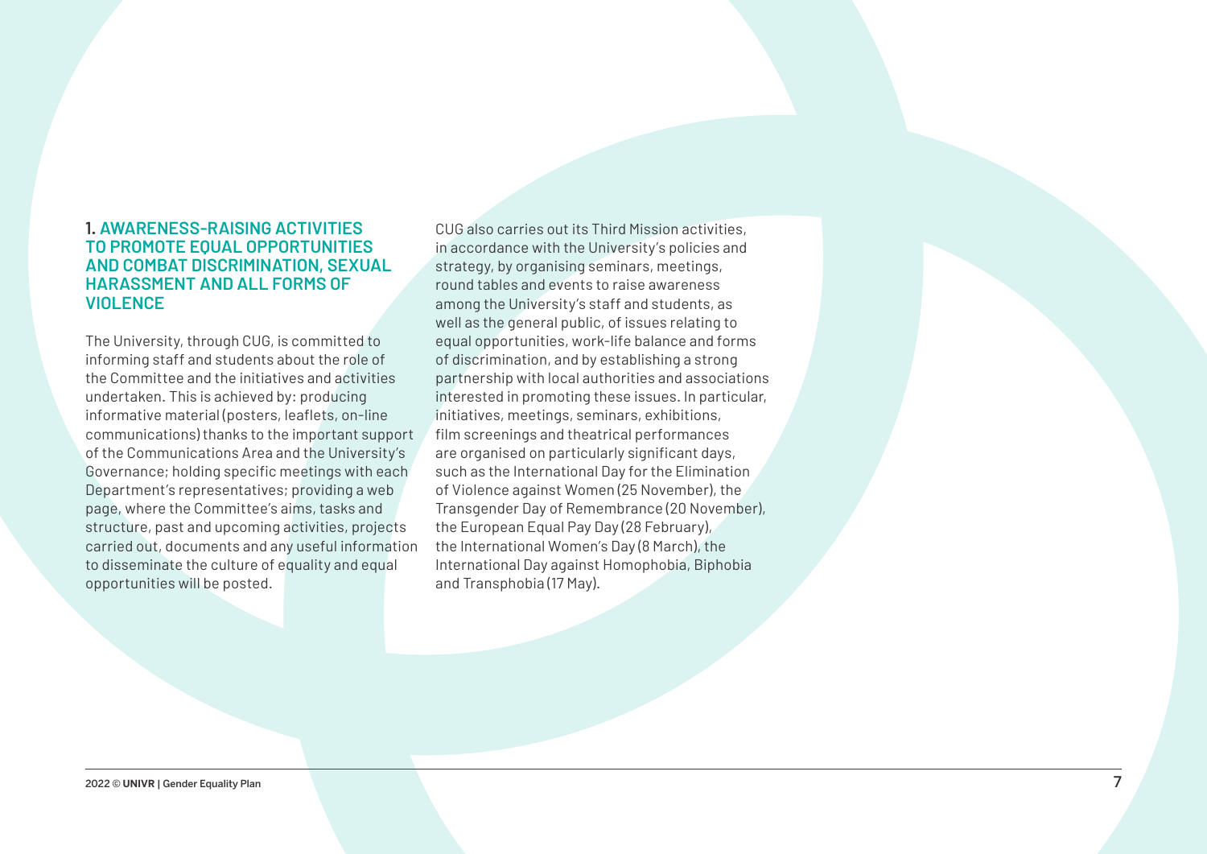## 1. AWARENESS-RAISING ACTIVITIES TO PROMOTE EQUAL OPPORTUNITIES AND COMBAT DISCRIMINATION, SEXUAL HARASSMENT AND ALL FORMS OF VIOLENCE

The University, through CUG, is committed to informing staff and students about the role of the Committee and the initiatives and activities undertaken. This is achieved by: producing informative material (posters, leaflets, on-line communications) thanks to the important support of the Communications Area and the University's Governance; holding specific meetings with each Department's representatives; providing a web page, where the Committee's aims, tasks and structure, past and upcoming activities, projects carried out, documents and any useful information to disseminate the culture of equality and equal opportunities will be posted.

CUG also carries out its Third Mission activities, in accordance with the University's policies and strategy, by organising seminars, meetings, round tables and events to raise awareness among the University's staff and students, as well as the general public, of issues relating to equal opportunities, work-life balance and forms of discrimination, and by establishing a strong partnership with local authorities and associations interested in promoting these issues. In particular, initiatives, meetings, seminars, exhibitions, film screenings and theatrical performances are organised on particularly significant days, such as the International Day for the Elimination of Violence against Women (25 November), the Transgender Day of Remembrance (20 November), the European Equal Pay Day (28 February), the International Women's Day (8 March), the International Day against Homophobia, Biphobia and Transphobia (17 May).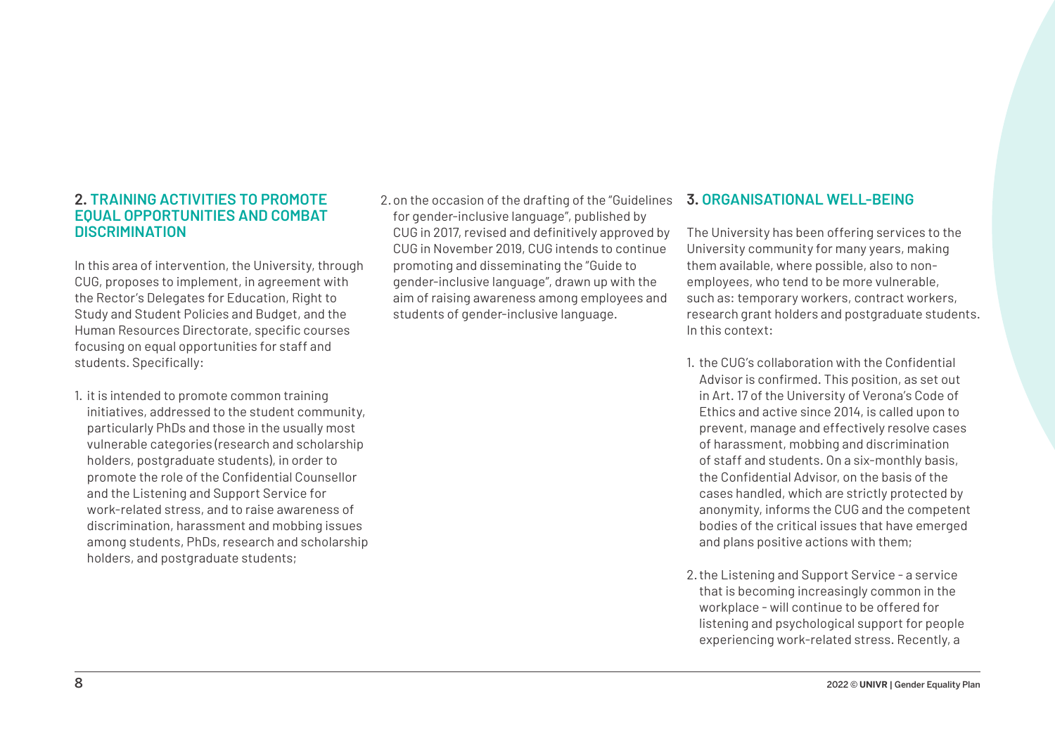## 2. TRAINING ACTIVITIES TO PROMOTE EQUAL OPPORTUNITIES AND COMBAT DISCRIMINATION

In this area of intervention, the University, through CUG, proposes to implement, in agreement with the Rector's Delegates for Education, Right to Study and Student Policies and Budget, and the Human Resources Directorate, specific courses focusing on equal opportunities for staff and students. Specifically:

1. it is intended to promote common training initiatives, addressed to the student community, particularly PhDs and those in the usually most vulnerable categories (research and scholarship holders, postgraduate students), in order to promote the role of the Confidential Counsellor and the Listening and Support Service for work-related stress, and to raise awareness of discrimination, harassment and mobbing issues among students, PhDs, research and scholarship holders, and postgraduate students;

2. on the occasion of the drafting of the "Guidelines for gender-inclusive language", published by CUG in 2017, revised and definitively approved by CUG in November 2019, CUG intends to continue promoting and disseminating the "Guide to gender-inclusive language", drawn up with the aim of raising awareness among employees and students of gender-inclusive language.

## 3. ORGANISATIONAL WELL-BEING

The University has been offering services to the University community for many years, making them available, where possible, also to non-employees, who tend to be more vulnerable, such as: temporary workers, contract workers, research grant holders and postgraduate students. In this context:

1. the CUG's collaboration with the Confidential Advisor is confirmed. This position, as set out in Art. 17 of the University of Verona's Code of Ethics and active since 2014, is called upon to prevent, manage and effectively resolve cases of harassment, mobbing and discrimination of staff and students. On a six-monthly basis, the Confidential Advisor, on the basis of the cases handled, which are strictly protected by anonymity, informs the CUG and the competent bodies of the critical issues that have emerged and plans positive actions with them;

2. the Listening and Support Service - a service that is becoming increasingly common in the workplace - will continue to be offered for listening and psychological support for people experiencing work-related stress. Recently, a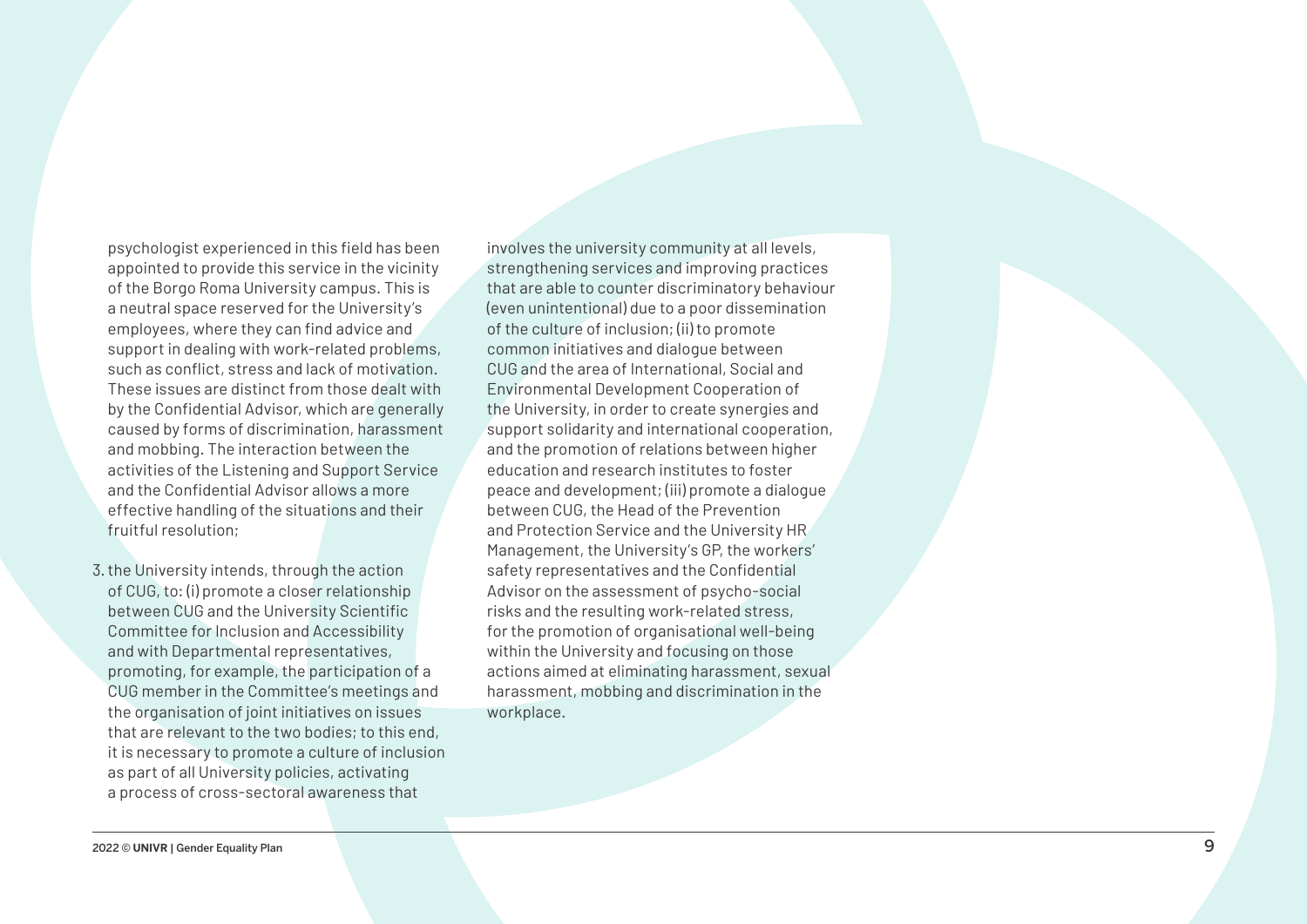psychologist experienced in this field has been appointed to provide this service in the vicinity of the Borgo Roma University campus. This is a neutral space reserved for the University's employees, where they can find advice and support in dealing with work-related problems, such as conflict, stress and lack of motivation. These issues are distinct from those dealt with by the Confidential Advisor, which are generally caused by forms of discrimination, harassment and mobbing. The interaction between the activities of the Listening and Support Service and the Confidential Advisor allows a more effective handling of the situations and their fruitful resolution;

3. the University intends, through the action of CUG, to: (i) promote a closer relationship between CUG and the University Scientific Committee for Inclusion and Accessibility and with Departmental representatives, promoting, for example, the participation of a CUG member in the Committee's meetings and the organisation of joint initiatives on issues that are relevant to the two bodies; to this end, it is necessary to promote a culture of inclusion as part of all University policies, activating a process of cross-sectoral awareness that involves the university community at all levels, strengthening services and improving practices that are able to counter discriminatory behaviour (even unintentional) due to a poor dissemination of the culture of inclusion; (ii) to promote common initiatives and dialogue between CUG and the area of International, Social and Environmental Development Cooperation of the University, in order to create synergies and support solidarity and international cooperation, and the promotion of relations between higher education and research institutes to foster peace and development; (iii) promote a dialogue between CUG, the Head of the Prevention and Protection Service and the University HR Management, the University's GP, the workers' safety representatives and the Confidential Advisor on the assessment of psycho-social risks and the resulting work-related stress, for the promotion of organisational well-being within the University and focusing on those actions aimed at eliminating harassment, sexual harassment, mobbing and discrimination in the workplace.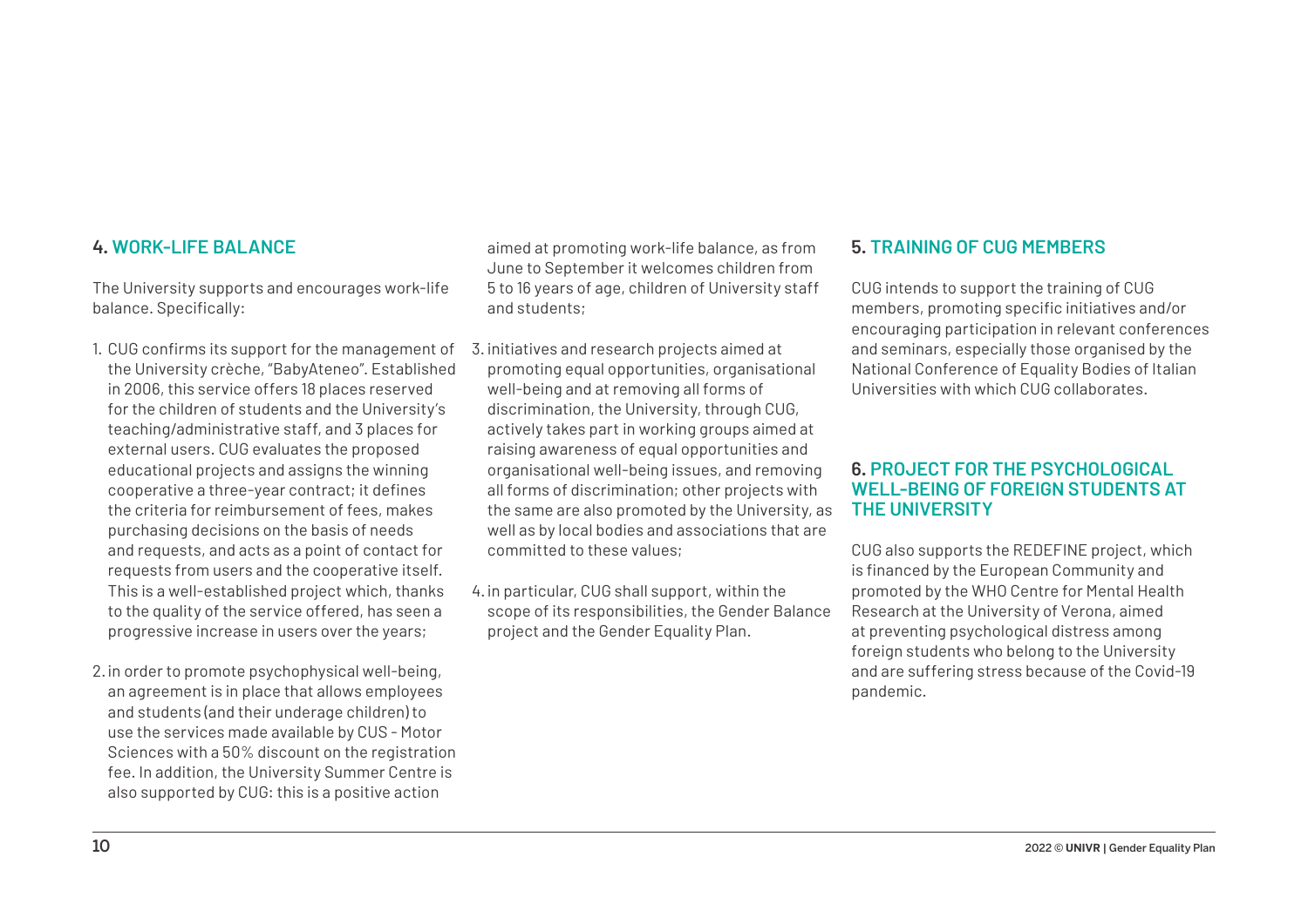## 4. WORK-LIFE BALANCE

The University supports and encourages work-life balance. Specifically:

1. CUG confirms its support for the management of the University crèche, "BabyAteneo". Established in 2006, this service offers 18 places reserved for the children of students and the University's teaching/administrative staff, and 3 places for external users. CUG evaluates the proposed educational projects and assigns the winning cooperative a three-year contract; it defines the criteria for reimbursement of fees, makes purchasing decisions on the basis of needs and requests, and acts as a point of contact for requests from users and the cooperative itself. This is a well-established project which, thanks to the quality of the service offered, has seen a progressive increase in users over the years;
2. in order to promote psychophysical well-being, an agreement is in place that allows employees and students (and their underage children) to use the services made available by CUS - Motor Sciences with a 50% discount on the registration fee. In addition, the University Summer Centre is also supported by CUG: this is a positive action aimed at promoting work-life balance, as from June to September it welcomes children from 5 to 16 years of age, children of University staff and students;
3. initiatives and research projects aimed at promoting equal opportunities, organisational well-being and at removing all forms of discrimination, the University, through CUG, actively takes part in working groups aimed at raising awareness of equal opportunities and organisational well-being issues, and removing all forms of discrimination; other projects with the same are also promoted by the University, as well as by local bodies and associations that are committed to these values;
4. in particular, CUG shall support, within the scope of its responsibilities, the Gender Balance project and the Gender Equality Plan.

## 5. TRAINING OF CUG MEMBERS

CUG intends to support the training of CUG members, promoting specific initiatives and/or encouraging participation in relevant conferences and seminars, especially those organised by the National Conference of Equality Bodies of Italian Universities with which CUG collaborates.

## 6. PROJECT FOR THE PSYCHOLOGICAL WELL-BEING OF FOREIGN STUDENTS AT THE UNIVERSITY

CUG also supports the REDEFINE project, which is financed by the European Community and promoted by the WHO Centre for Mental Health Research at the University of Verona, aimed at preventing psychological distress among foreign students who belong to the University and are suffering stress because of the Covid-19 pandemic.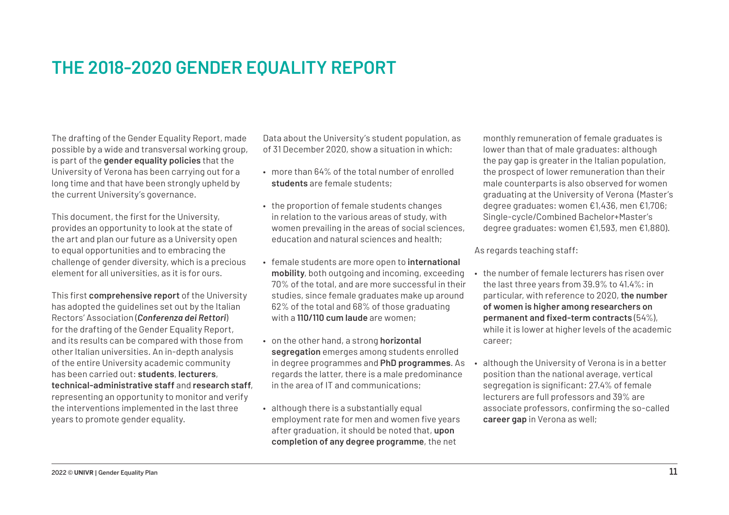# THE 2018-2020 GENDER EQUALITY REPORT

The drafting of the Gender Equality Report, made possible by a wide and transversal working group, is part of the **gender equality policies** that the University of Verona has been carrying out for a long time and that have been strongly upheld by the current University's governance.

This document, the first for the University, provides an opportunity to look at the state of the art and plan our future as a University open to equal opportunities and to embracing the challenge of gender diversity, which is a precious element for all universities, as it is for ours.

This first **comprehensive report** of the University has adopted the guidelines set out by the Italian Rectors' Association (***Conferenza dei Rettori***) for the drafting of the Gender Equality Report, and its results can be compared with those from other Italian universities. An in-depth analysis of the entire University academic community has been carried out: **students**, **lecturers**, **technical-administrative staff** and **research staff**, representing an opportunity to monitor and verify the interventions implemented in the last three years to promote gender equality.

Data about the University's student population, as of 31 December 2020, show a situation in which:

- more than 64% of the total number of enrolled **students** are female students;
- the proportion of female students changes in relation to the various areas of study, with women prevailing in the areas of social sciences, education and natural sciences and health;
- female students are more open to **international mobility**, both outgoing and incoming, exceeding 70% of the total, and are more successful in their studies, since female graduates make up around 62% of the total and 68% of those graduating with a **110/110 cum laude** are women;
- on the other hand, a strong **horizontal segregation** emerges among students enrolled in degree programmes and **PhD programmes**. As regards the latter, there is a male predominance in the area of IT and communications;
- although there is a substantially equal employment rate for men and women five years after graduation, it should be noted that, **upon completion of any degree programme**, the net monthly remuneration of female graduates is lower than that of male graduates: although the pay gap is greater in the Italian population, the prospect of lower remuneration than their male counterparts is also observed for women graduating at the University of Verona (Master's degree graduates: women €1,436, men €1,706; Single-cycle/Combined Bachelor+Master's degree graduates: women €1,593, men €1,880).

As regards teaching staff:

- the number of female lecturers has risen over the last three years from 39.9% to 41.4%: in particular, with reference to 2020, **the number of women is higher among researchers on permanent and fixed-term contracts** (54%), while it is lower at higher levels of the academic career;
- although the University of Verona is in a better position than the national average, vertical segregation is significant: 27.4% of female lecturers are full professors and 39% are associate professors, confirming the so-called **career gap** in Verona as well;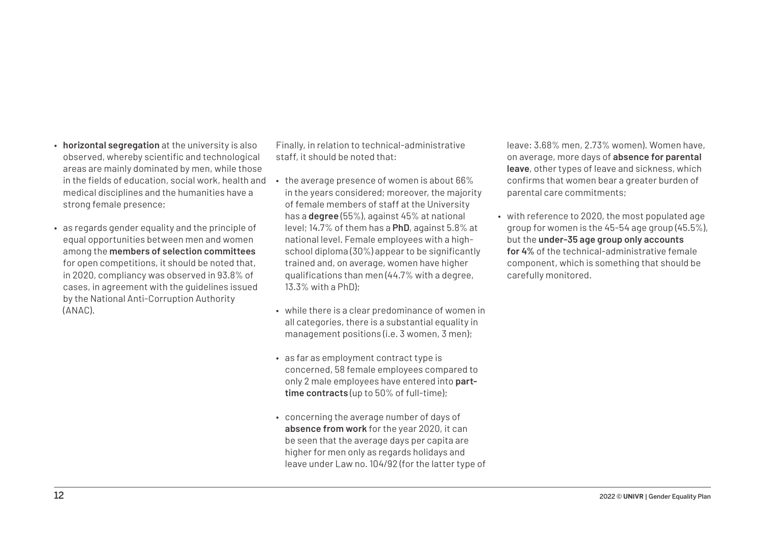- **horizontal segregation** at the university is also observed, whereby scientific and technological areas are mainly dominated by men, while those in the fields of education, social work, health and medical disciplines and the humanities have a strong female presence;

- as regards gender equality and the principle of equal opportunities between men and women among the **members of selection committees** for open competitions, it should be noted that, in 2020, compliancy was observed in 93.8% of cases, in agreement with the guidelines issued by the National Anti-Corruption Authority (ANAC).

Finally, in relation to technical-administrative staff, it should be noted that:

- the average presence of women is about 66% in the years considered; moreover, the majority of female members of staff at the University has a **degree** (55%), against 45% at national level; 14.7% of them has a **PhD**, against 5.8% at national level. Female employees with a high-school diploma (30%) appear to be significantly trained and, on average, women have higher qualifications than men (44.7% with a degree, 13.3% with a PhD);

- while there is a clear predominance of women in all categories, there is a substantial equality in management positions (i.e. 3 women, 3 men);

- as far as employment contract type is concerned, 58 female employees compared to only 2 male employees have entered into **part-time contracts** (up to 50% of full-time);

- concerning the average number of days of **absence from work** for the year 2020, it can be seen that the average days per capita are higher for men only as regards holidays and leave under Law no. 104/92 (for the latter type of leave: 3.68% men, 2.73% women). Women have, on average, more days of **absence for parental leave**, other types of leave and sickness, which confirms that women bear a greater burden of parental care commitments;

- with reference to 2020, the most populated age group for women is the 45-54 age group (45.5%), but the **under-35 age group only accounts for 4%** of the technical-administrative female component, which is something that should be carefully monitored.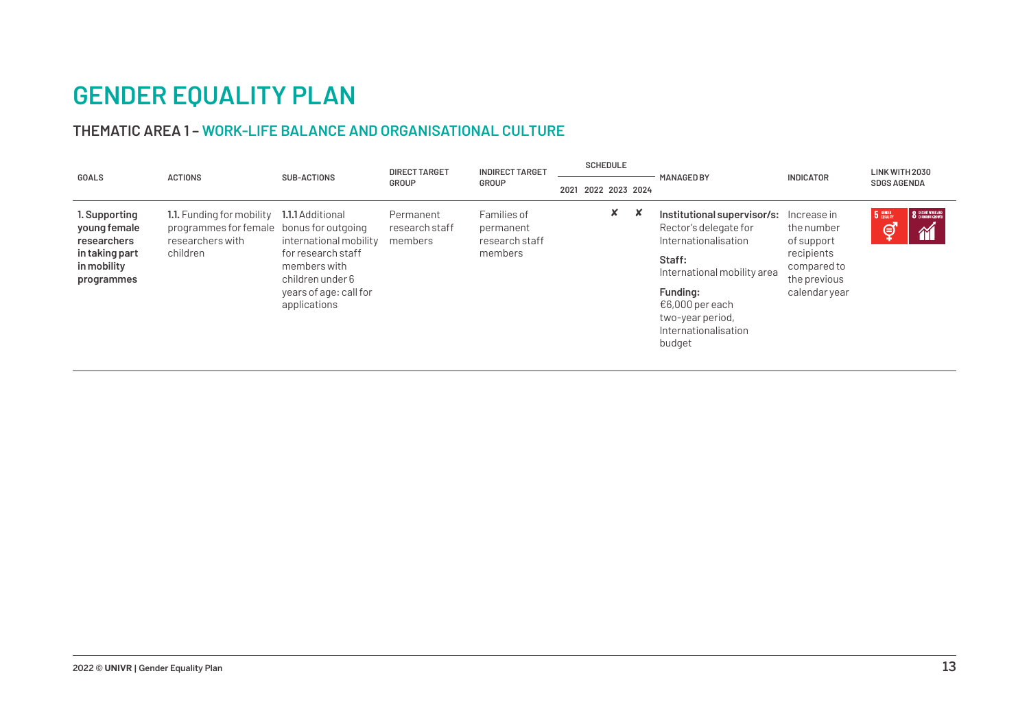# GENDER EQUALITY PLAN

## THEMATIC AREA 1 – WORK-LIFE BALANCE AND ORGANISATIONAL CULTURE

| GOALS | ACTIONS | SUB-ACTIONS | DIRECT TARGET GROUP | INDIRECT TARGET GROUP | SCHEDULE | | | | MANAGED BY | INDICATOR | LINK WITH 2030 SDGS AGENDA |
|---|---|---|---|---|---|---|---|---|---|---|---|
| | | | | | 2021 | 2022 | 2023 | 2024 | | | |
| **1. Supporting young female researchers in taking part in mobility programmes** | **1.1.** Funding for mobility programmes for female researchers with children | **1.1.1** Additional bonus for outgoing international mobility for research staff members with children under 6 years of age: call for applications | Permanent research staff members | Families of permanent research staff members | | | ✘ | ✘ | **Institutional supervisor/s:** Rector's delegate for Internationalisation<br>**Staff:** International mobility area<br>**Funding:** €6,000 per each two-year period, Internationalisation budget | Increase in the number of support recipients compared to the previous calendar year | 5 GENDER EQUALITY; 8 DECENT WORK AND ECONOMIC GROWTH |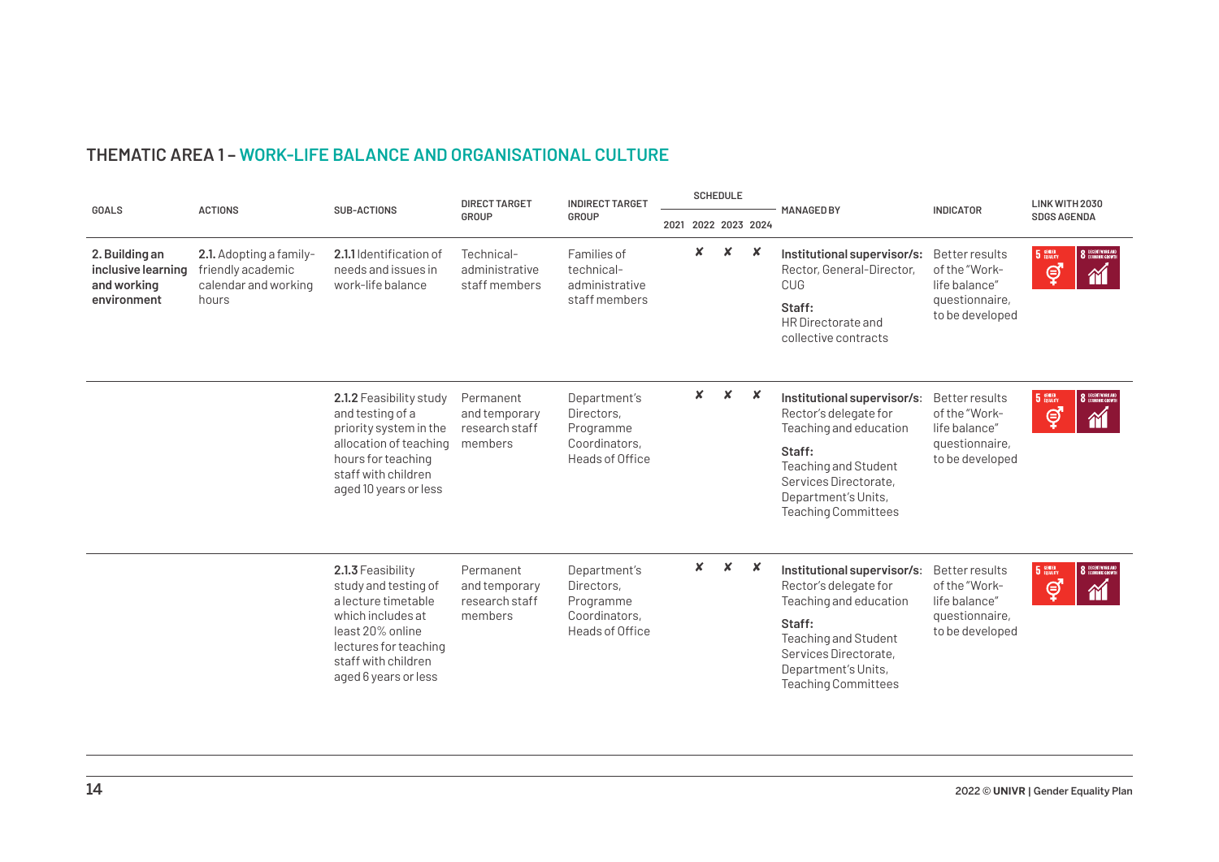## THEMATIC AREA 1 – WORK-LIFE BALANCE AND ORGANISATIONAL CULTURE

| GOALS | ACTIONS | SUB-ACTIONS | DIRECT TARGET GROUP | INDIRECT TARGET GROUP | SCHEDULE | | | | MANAGED BY | INDICATOR | LINK WITH 2030 SDGS AGENDA |
|---|---|---|---|---|---|---|---|---|---|---|---|
| | | | | | 2021 | 2022 | 2023 | 2024 | | | |
| **2. Building an inclusive learning and working environment** | **2.1.** Adopting a family-friendly academic calendar and working hours | **2.1.1** Identification of needs and issues in work-life balance | Technical-administrative staff members | Families of technical-administrative staff members | | ✘ | ✘ | ✘ | **Institutional supervisor/s:** Rector, General-Director, CUG<br>**Staff:** HR Directorate and collective contracts | Better results of the "Work-life balance" questionnaire, to be developed | 5 GENDER EQUALITY; 8 DECENT WORK AND ECONOMIC GROWTH |
| | | **2.1.2** Feasibility study and testing of a priority system in the allocation of teaching hours for teaching staff with children aged 10 years or less | Permanent and temporary research staff members | Department's Directors, Programme Coordinators, Heads of Office | | ✘ | ✘ | ✘ | **Institutional supervisor/s:** Rector's delegate for Teaching and education<br>**Staff:** Teaching and Student Services Directorate, Department's Units, Teaching Committees | Better results of the "Work-life balance" questionnaire, to be developed | 5 GENDER EQUALITY; 8 DECENT WORK AND ECONOMIC GROWTH |
| | | **2.1.3** Feasibility study and testing of a lecture timetable which includes at least 20% online lectures for teaching staff with children aged 6 years or less | Permanent and temporary research staff members | Department's Directors, Programme Coordinators, Heads of Office | | ✘ | ✘ | ✘ | **Institutional supervisor/s:** Rector's delegate for Teaching and education<br>**Staff:** Teaching and Student Services Directorate, Department's Units, Teaching Committees | Better results of the "Work-life balance" questionnaire, to be developed | 5 GENDER EQUALITY; 8 DECENT WORK AND ECONOMIC GROWTH |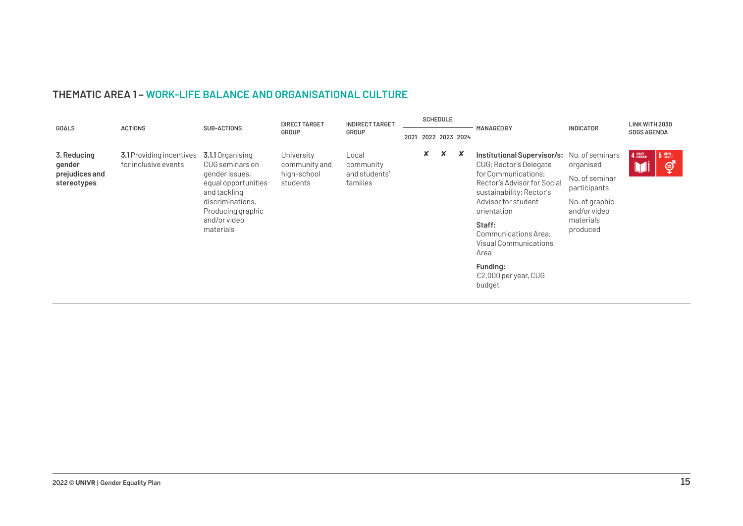## THEMATIC AREA 1 – WORK-LIFE BALANCE AND ORGANISATIONAL CULTURE

| GOALS | ACTIONS | SUB-ACTIONS | DIRECT TARGET GROUP | INDIRECT TARGET GROUP | SCHEDULE | | | | MANAGED BY | INDICATOR | LINK WITH 2030 SDGS AGENDA |
|---|---|---|---|---|---|---|---|---|---|---|---|
| | | | | | 2021 | 2022 | 2023 | 2024 | | | |
| **3. Reducing gender prejudices and stereotypes** | **3.1** Providing incentives for inclusive events | **3.1.1** Organising CUG seminars on gender issues, equal opportunities and tackling discriminations. Producing graphic and/or video materials | University community and high-school students | Local community and students' families | | ✘ | ✘ | ✘ | **Institutional Supervisor/s:** CUG; Rector's Delegate for Communications; Rector's Advisor for Social sustainability; Rector's Advisor for student orientation<br>**Staff:** Communications Area; Visual Communications Area<br>**Funding:** €2,000 per year, CUG budget | No. of seminars organised<br>No. of seminar participants<br>No. of graphic and/or video materials produced | 4 QUALITY EDUCATION; 5 GENDER EQUALITY |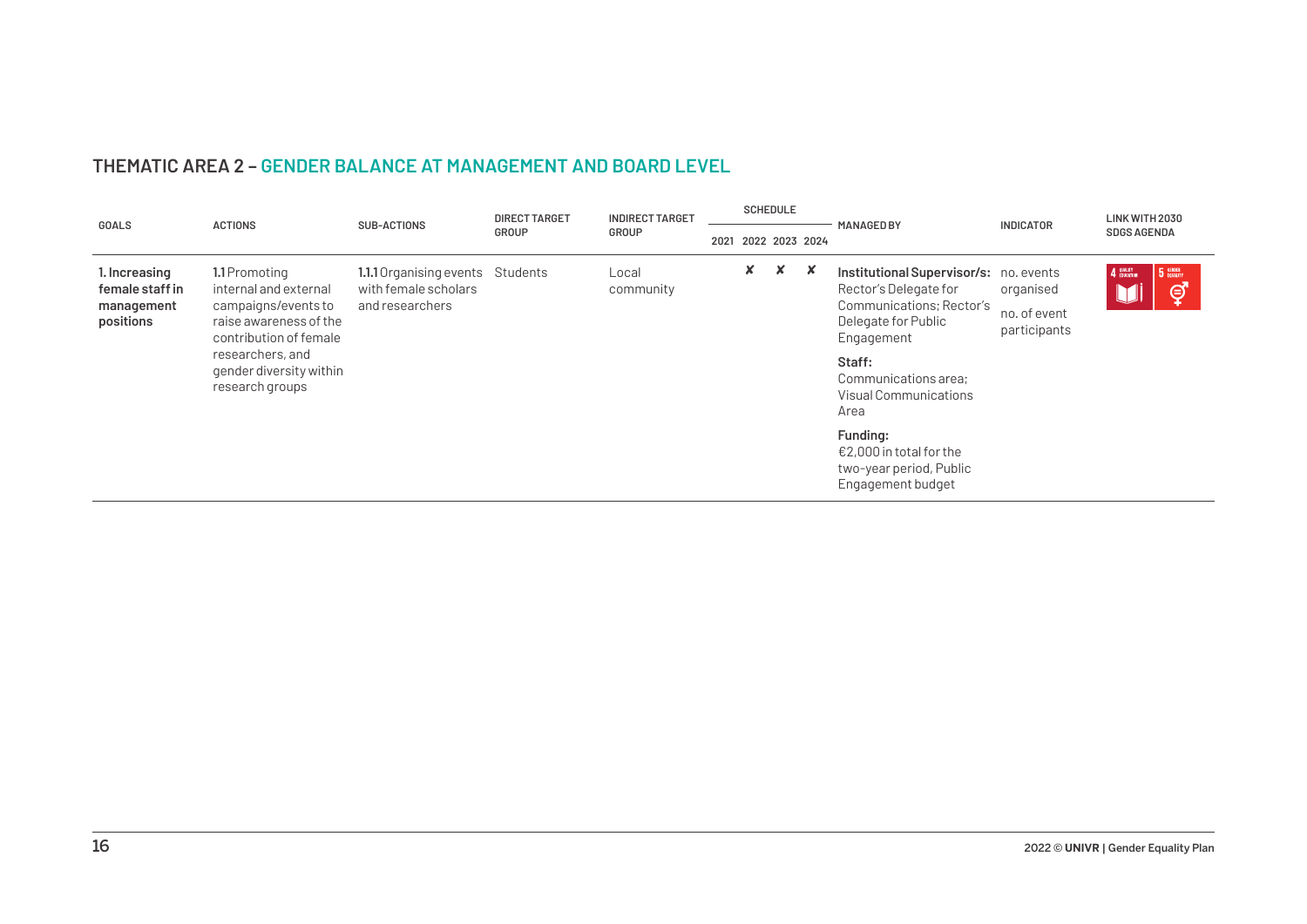## THEMATIC AREA 2 – GENDER BALANCE AT MANAGEMENT AND BOARD LEVEL

| GOALS | ACTIONS | SUB-ACTIONS | DIRECT TARGET GROUP | INDIRECT TARGET GROUP | SCHEDULE | | | | MANAGED BY | INDICATOR | LINK WITH 2030 SDGS AGENDA |
|---|---|---|---|---|---|---|---|---|---|---|---|
| | | | | | 2021 | 2022 | 2023 | 2024 | | | |
| **1. Increasing female staff in management positions** | **1.1** Promoting internal and external campaigns/events to raise awareness of the contribution of female researchers, and gender diversity within research groups | **1.1.1** Organising events with female scholars and researchers | Students | Local community | | ✘ | ✘ | ✘ | **Institutional Supervisor/s:** Rector's Delegate for Communications; Rector's Delegate for Public Engagement<br>**Staff:** Communications area; Visual Communications Area<br>**Funding:** €2,000 in total for the two-year period, Public Engagement budget | no. events organised<br>no. of event participants | 4 QUALITY EDUCATION; 5 GENDER EQUALITY |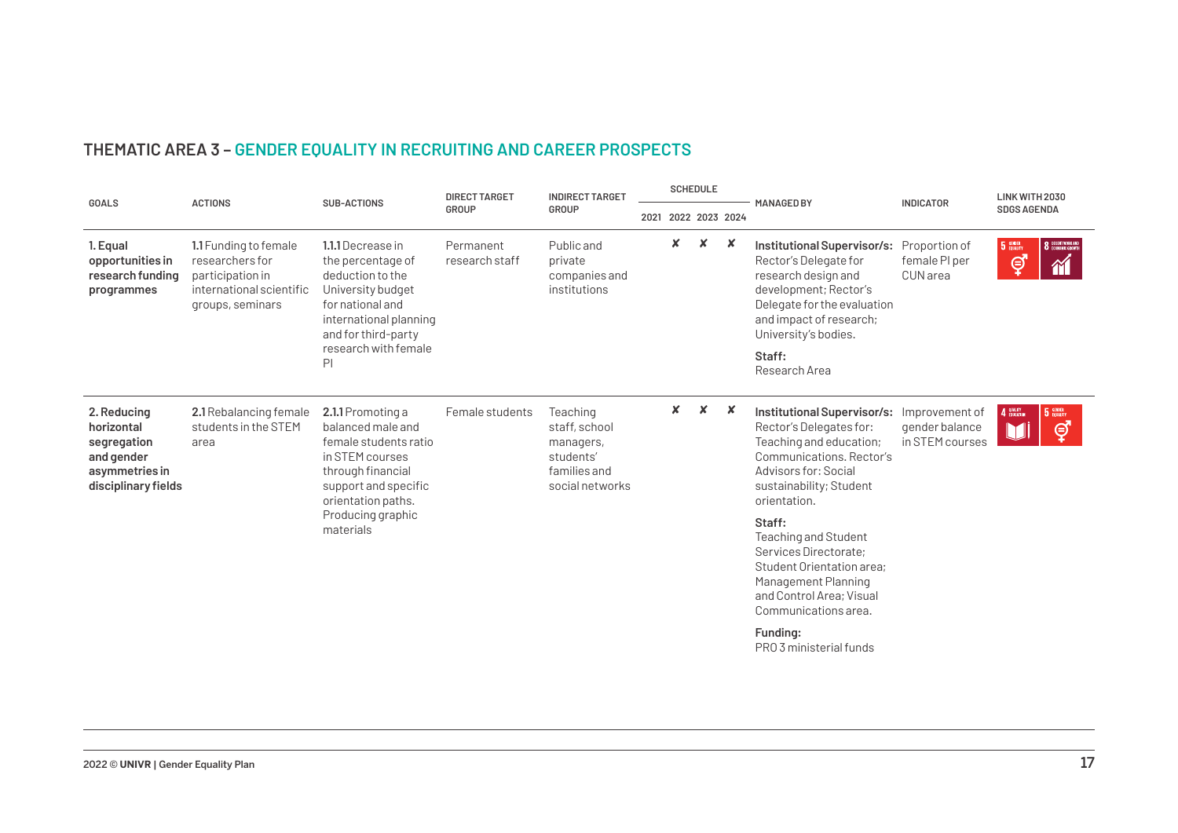## THEMATIC AREA 3 – GENDER EQUALITY IN RECRUITING AND CAREER PROSPECTS

| GOALS | ACTIONS | SUB-ACTIONS | DIRECT TARGET GROUP | INDIRECT TARGET GROUP | SCHEDULE 2021 | 2022 | 2023 | 2024 | MANAGED BY | INDICATOR | LINK WITH 2030 SDGS AGENDA |
|---|---|---|---|---|---|---|---|---|---|---|---|
| **1. Equal opportunities in research funding programmes** | **1.1** Funding to female researchers for participation in international scientific groups, seminars | **1.1.1** Decrease in the percentage of deduction to the University budget for national and international planning and for third-party research with female PI | Permanent research staff | Public and private companies and institutions | | ✘ | ✘ | ✘ | **Institutional Supervisor/s:** Rector's Delegate for research design and development; Rector's Delegate for the evaluation and impact of research; University's bodies. **Staff:** Research Area | Proportion of female PI per CUN area | 5, 8 |
| **2. Reducing horizontal segregation and gender asymmetries in disciplinary fields** | **2.1** Rebalancing female students in the STEM area | **2.1.1** Promoting a balanced male and female students ratio in STEM courses through financial support and specific orientation paths. Producing graphic materials | Female students | Teaching staff, school managers, students' families and social networks | | ✘ | ✘ | ✘ | **Institutional Supervisor/s:** Rector's Delegates for: Teaching and education; Communications. Rector's Advisors for: Social sustainability; Student orientation. **Staff:** Teaching and Student Services Directorate; Student Orientation area; Management Planning and Control Area; Visual Communications area. **Funding:** PRO 3 ministerial funds | Improvement of gender balance in STEM courses | 4, 5 |

2022 © **UNIVR** | Gender Equality Plan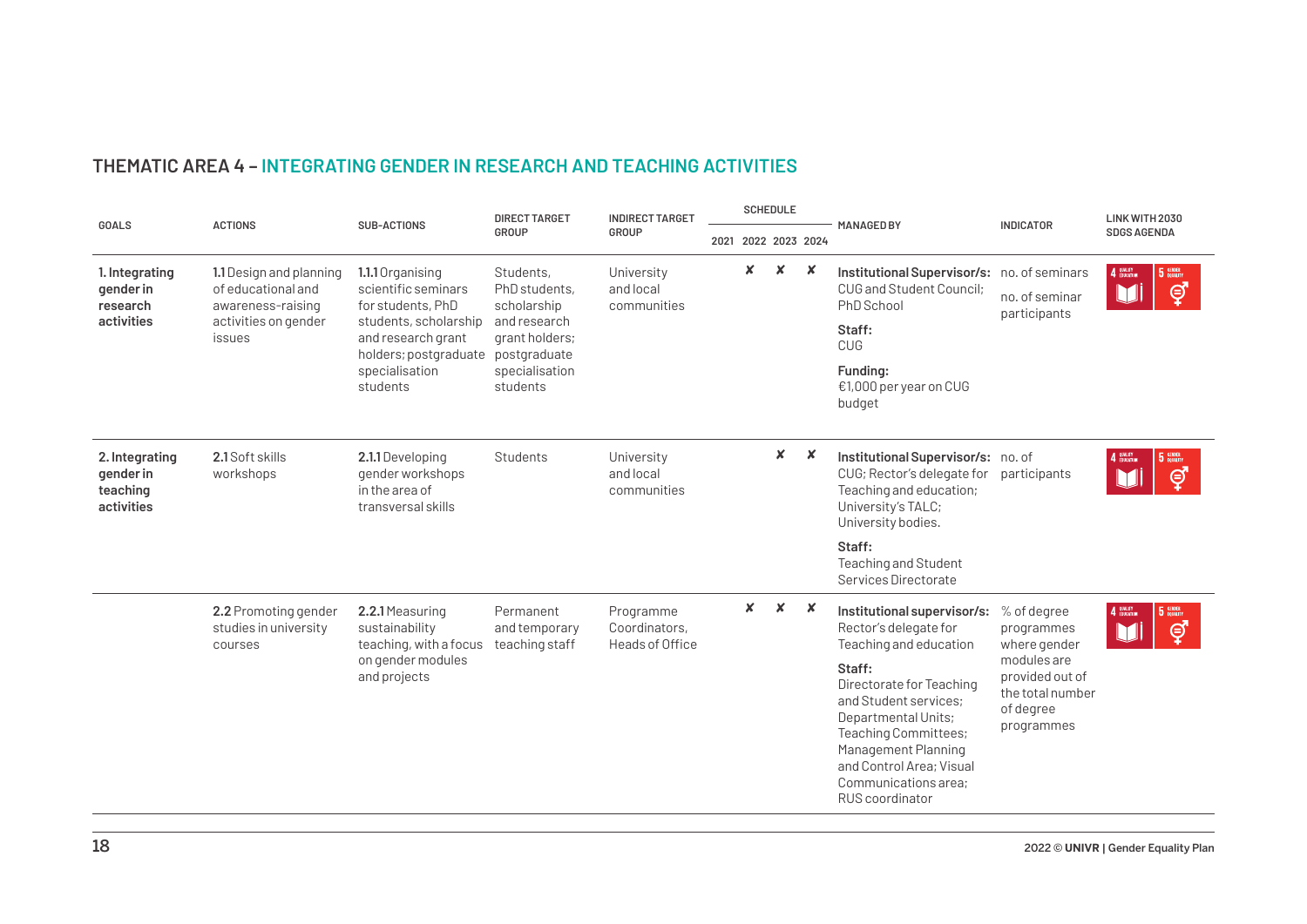## THEMATIC AREA 4 – INTEGRATING GENDER IN RESEARCH AND TEACHING ACTIVITIES

| GOALS | ACTIONS | SUB-ACTIONS | DIRECT TARGET GROUP | INDIRECT TARGET GROUP | SCHEDULE 2021 | SCHEDULE 2022 | SCHEDULE 2023 | SCHEDULE 2024 | MANAGED BY | INDICATOR | LINK WITH 2030 SDGS AGENDA |
|---|---|---|---|---|---|---|---|---|---|---|---|
| **1. Integrating gender in research activities** | **1.1** Design and planning of educational and awareness-raising activities on gender issues | **1.1.1** Organising scientific seminars for students, PhD students, scholarship and research grant holders; postgraduate specialisation students | Students, PhD students, scholarship and research grant holders; postgraduate specialisation students | University and local communities | | ✘ | ✘ | ✘ | **Institutional Supervisor/s:** CUG and Student Council; PhD School<br>**Staff:** CUG<br>**Funding:** €1,000 per year on CUG budget | no. of seminars<br>no. of seminar participants | 4 QUALITY EDUCATION; 5 GENDER EQUALITY |
| **2. Integrating gender in teaching activities** | **2.1** Soft skills workshops | **2.1.1** Developing gender workshops in the area of transversal skills | Students | University and local communities | | | ✘ | ✘ | **Institutional Supervisor/s:** CUG; Rector's delegate for Teaching and education; University's TALC; University bodies.<br>**Staff:** Teaching and Student Services Directorate | no. of participants | 4 QUALITY EDUCATION; 5 GENDER EQUALITY |
| | **2.2** Promoting gender studies in university courses | **2.2.1** Measuring sustainability teaching, with a focus on gender modules and projects | Permanent and temporary teaching staff | Programme Coordinators, Heads of Office | | ✘ | ✘ | ✘ | **Institutional supervisor/s:** Rector's delegate for Teaching and education<br>**Staff:** Directorate for Teaching and Student services; Departmental Units; Teaching Committees; Management Planning and Control Area; Visual Communications area; RUS coordinator | % of degree programmes where gender modules are provided out of the total number of degree programmes | 4 QUALITY EDUCATION; 5 GENDER EQUALITY |

2022 © **UNIVR** | Gender Equality Plan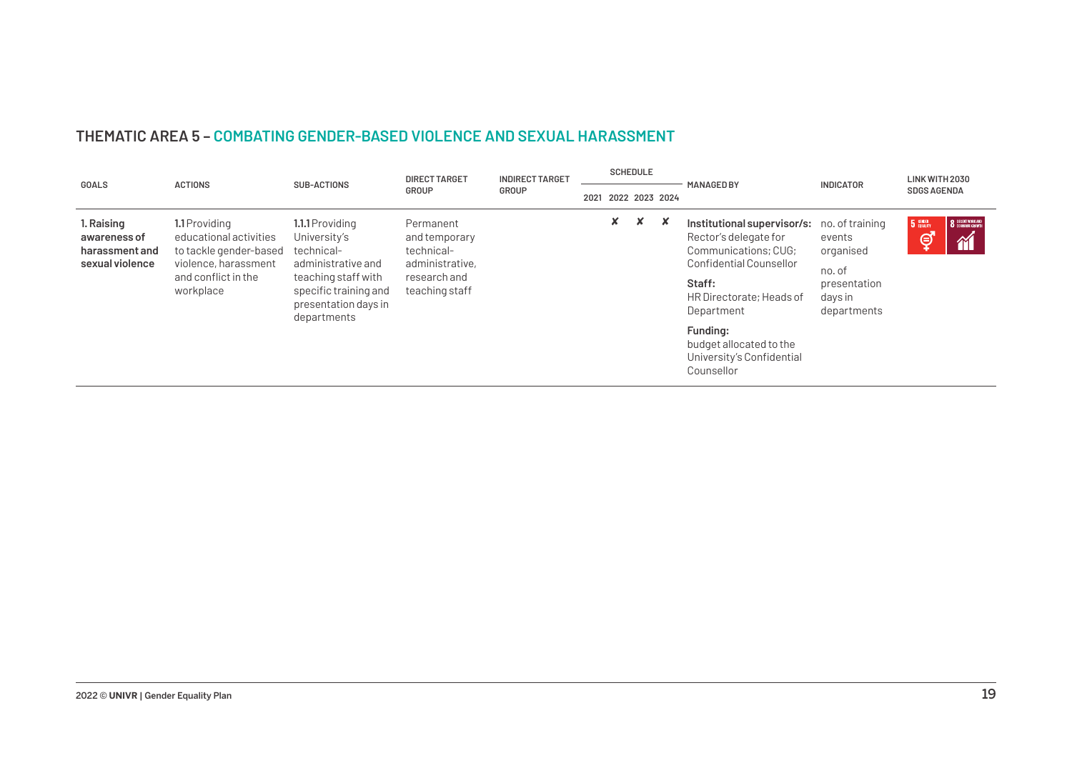## THEMATIC AREA 5 – COMBATING GENDER-BASED VIOLENCE AND SEXUAL HARASSMENT

| GOALS | ACTIONS | SUB-ACTIONS | DIRECT TARGET GROUP | INDIRECT TARGET GROUP | SCHEDULE | | | | MANAGED BY | INDICATOR | LINK WITH 2030 SDGS AGENDA |
|---|---|---|---|---|---|---|---|---|---|---|---|
| | | | | | 2021 | 2022 | 2023 | 2024 | | | |
| **1. Raising awareness of harassment and sexual violence** | **1.1** Providing educational activities to tackle gender-based violence, harassment and conflict in the workplace | **1.1.1** Providing University's technical-administrative and teaching staff with specific training and presentation days in departments | Permanent and temporary technical-administrative, research and teaching staff | | | ✘ | ✘ | ✘ | **Institutional supervisor/s:** Rector's delegate for Communications; CUG; Confidential Counsellor<br>**Staff:** HR Directorate; Heads of Department<br>**Funding:** budget allocated to the University's Confidential Counsellor | no. of training events organised<br>no. of presentation days in departments | 5 GENDER EQUALITY; 8 DECENT WORK AND ECONOMIC GROWTH |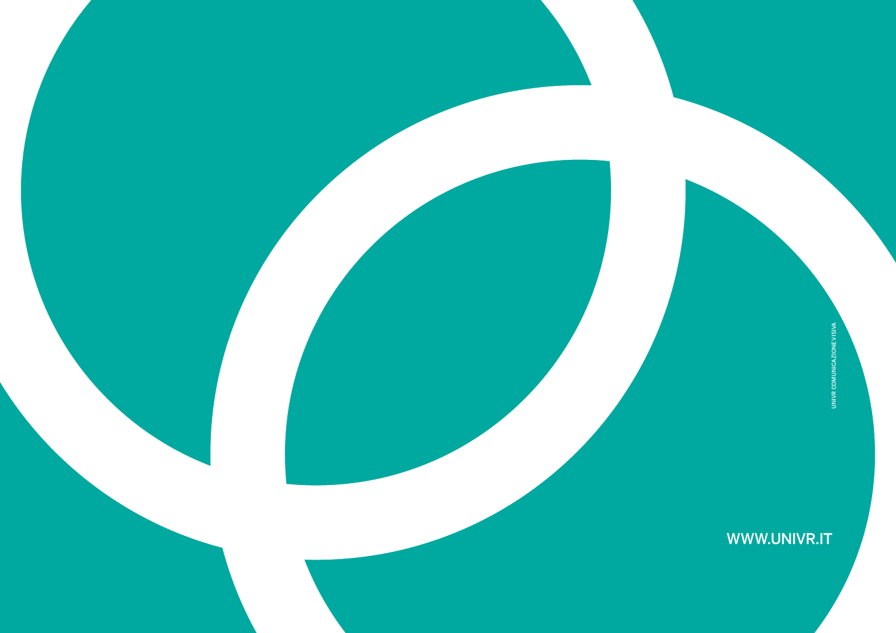UNIVR COMUNICAZIONE VISIVA

WWW.UNIVR.IT